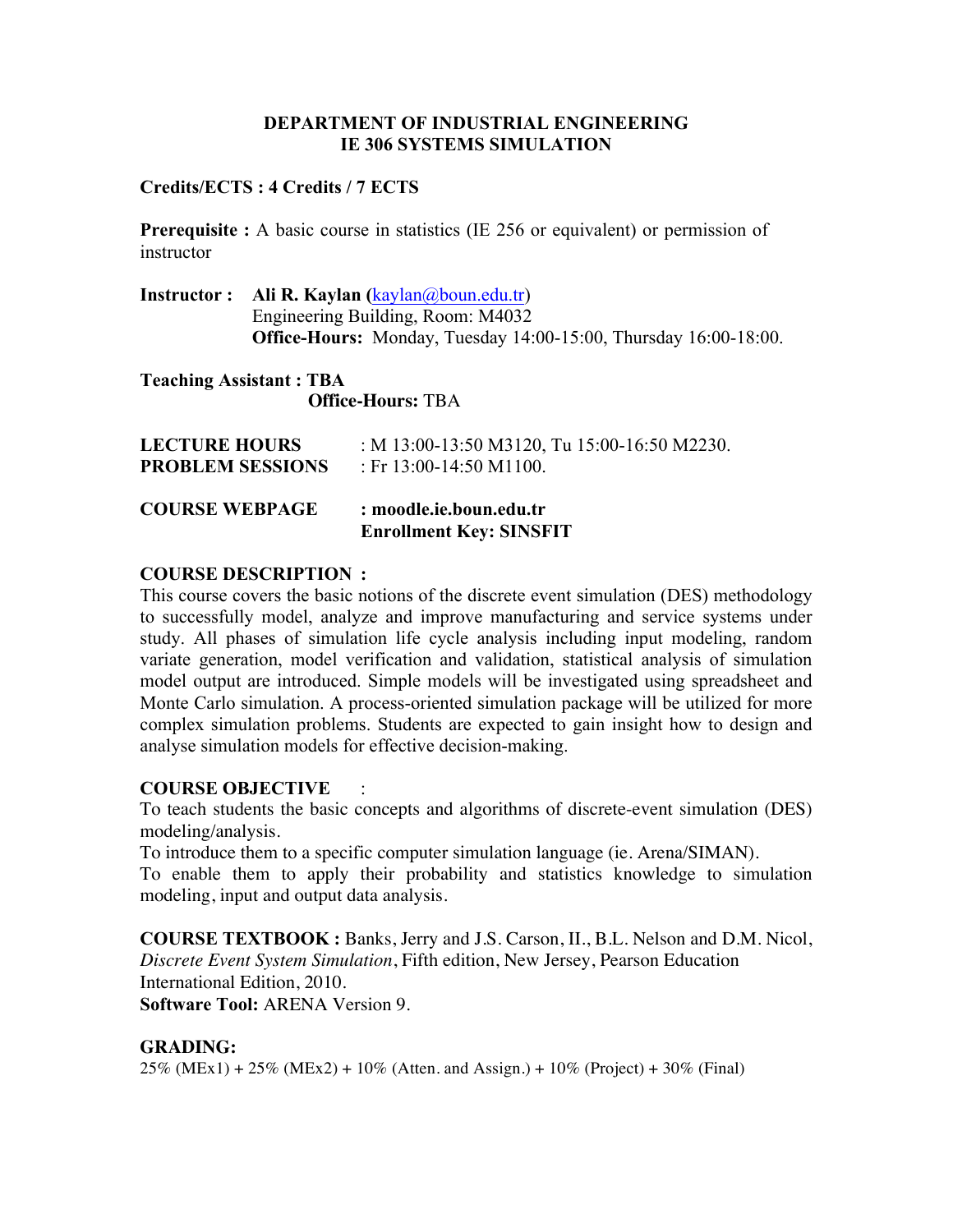# DEPARTMENT OF INDUSTRIAL ENGINEERING
# IE 306 SYSTEMS SIMULATION

**Credits/ECTS : 4 Credits / 7 ECTS**

**Prerequisite :** A basic course in statistics (IE 256 or equivalent) or permission of instructor

**Instructor :** **Ali R. Kaylan** (kaylan@boun.edu.tr)
Engineering Building, Room: M4032
**Office-Hours:** Monday, Tuesday 14:00-15:00, Thursday 16:00-18:00.

**Teaching Assistant : TBA**
**Office-Hours:** TBA

**LECTURE HOURS** : M 13:00-13:50 M3120, Tu 15:00-16:50 M2230.
**PROBLEM SESSIONS** : Fr 13:00-14:50 M1100.

**COURSE WEBPAGE : moodle.ie.boun.edu.tr**
**Enrollment Key: SINSFIT**

**COURSE DESCRIPTION :**
This course covers the basic notions of the discrete event simulation (DES) methodology to successfully model, analyze and improve manufacturing and service systems under study. All phases of simulation life cycle analysis including input modeling, random variate generation, model verification and validation, statistical analysis of simulation model output are introduced. Simple models will be investigated using spreadsheet and Monte Carlo simulation. A process-oriented simulation package will be utilized for more complex simulation problems. Students are expected to gain insight how to design and analyse simulation models for effective decision-making.

**COURSE OBJECTIVE** :
To teach students the basic concepts and algorithms of discrete-event simulation (DES) modeling/analysis.
To introduce them to a specific computer simulation language (ie. Arena/SIMAN).
To enable them to apply their probability and statistics knowledge to simulation modeling, input and output data analysis.

**COURSE TEXTBOOK :** Banks, Jerry and J.S. Carson, II., B.L. Nelson and D.M. Nicol, *Discrete Event System Simulation*, Fifth edition, New Jersey, Pearson Education International Edition, 2010.
**Software Tool:** ARENA Version 9.

**GRADING:**
25% (MEx1) + 25% (MEx2) + 10% (Atten. and Assign.) + 10% (Project) + 30% (Final)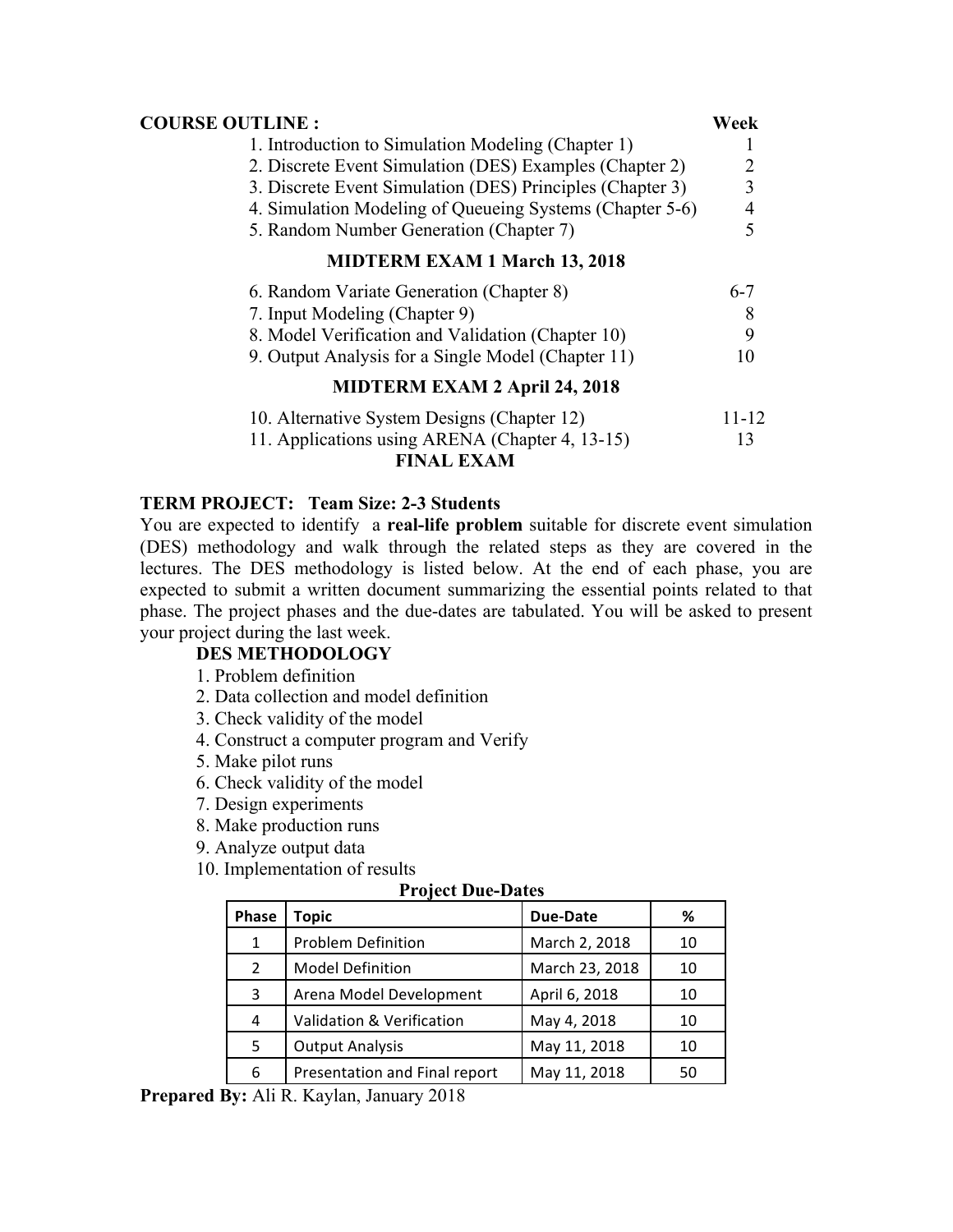**COURSE OUTLINE :**

| | Week |
|---|---|
| 1. Introduction to Simulation Modeling (Chapter 1) | 1 |
| 2. Discrete Event Simulation (DES) Examples (Chapter 2) | 2 |
| 3. Discrete Event Simulation (DES) Principles (Chapter 3) | 3 |
| 4. Simulation Modeling of Queueing Systems (Chapter 5-6) | 4 |
| 5. Random Number Generation (Chapter 7) | 5 |
| **MIDTERM EXAM 1 March 13, 2018** | |
| 6. Random Variate Generation (Chapter 8) | 6-7 |
| 7. Input Modeling (Chapter 9) | 8 |
| 8. Model Verification and Validation (Chapter 10) | 9 |
| 9. Output Analysis for a Single Model (Chapter 11) | 10 |
| **MIDTERM EXAM 2 April 24, 2018** | |
| 10. Alternative System Designs (Chapter 12) | 11-12 |
| 11. Applications using ARENA (Chapter 4, 13-15) | 13 |
| **FINAL EXAM** | |

**TERM PROJECT: Team Size: 2-3 Students**

You are expected to identify a **real-life problem** suitable for discrete event simulation (DES) methodology and walk through the related steps as they are covered in the lectures. The DES methodology is listed below. At the end of each phase, you are expected to submit a written document summarizing the essential points related to that phase. The project phases and the due-dates are tabulated. You will be asked to present your project during the last week.

**DES METHODOLOGY**

1. Problem definition
2. Data collection and model definition
3. Check validity of the model
4. Construct a computer program and Verify
5. Make pilot runs
6. Check validity of the model
7. Design experiments
8. Make production runs
9. Analyze output data
10. Implementation of results

**Project Due-Dates**

| Phase | Topic | Due-Date | % |
|---|---|---|---|
| 1 | Problem Definition | March 2, 2018 | 10 |
| 2 | Model Definition | March 23, 2018 | 10 |
| 3 | Arena Model Development | April 6, 2018 | 10 |
| 4 | Validation & Verification | May 4, 2018 | 10 |
| 5 | Output Analysis | May 11, 2018 | 10 |
| 6 | Presentation and Final report | May 11, 2018 | 50 |

**Prepared By:** Ali R. Kaylan, January 2018